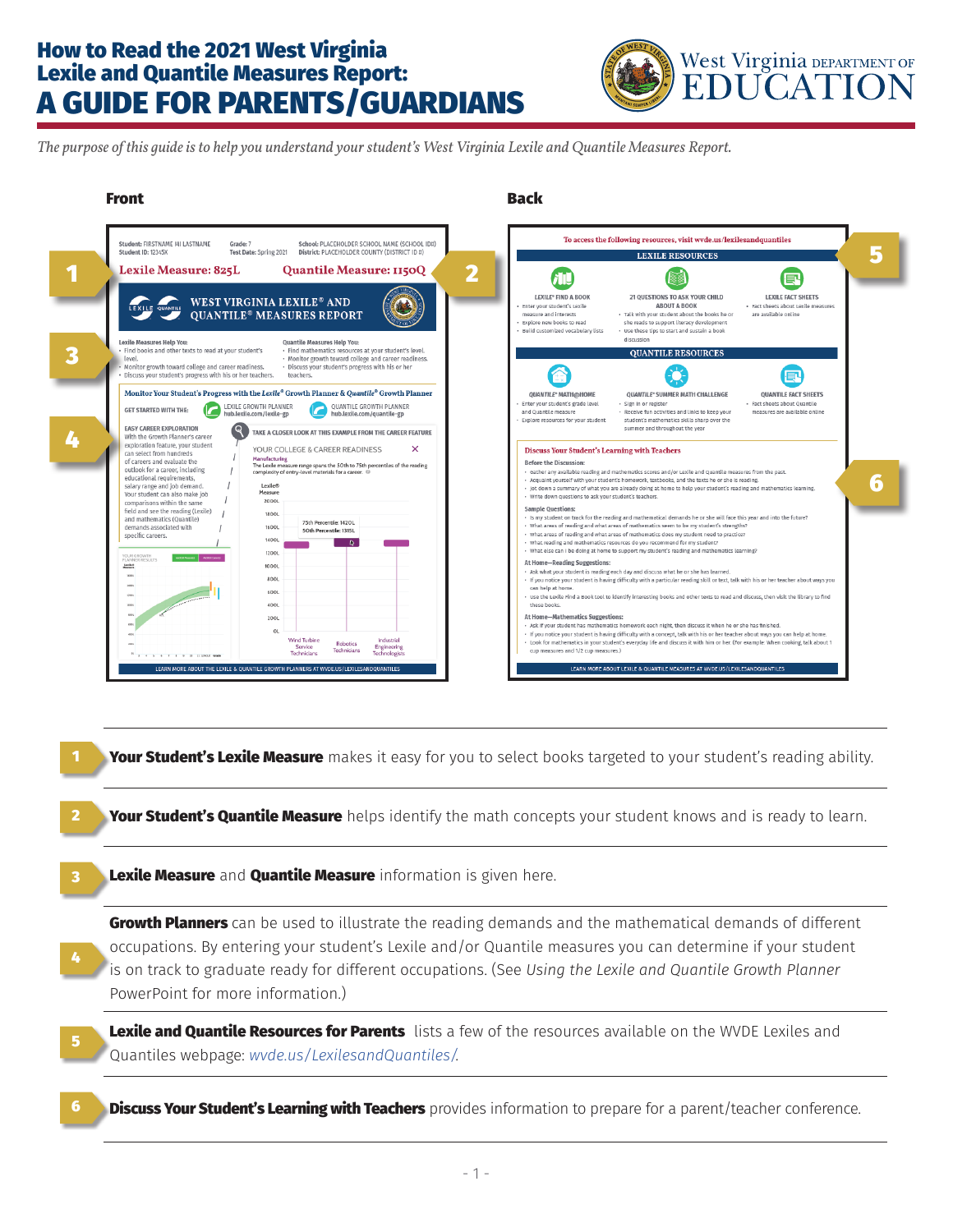# How to Read the 2021 West Virginia Lexile and Quantile Measures Report: A GUIDE FOR PARENTS/GUARDIANS

West Virginia DEPARTMENT OF EDUCATION

*The purpose of this guide is to help you understand your student's West Virginia Lexile and Quantile Measures Report.*

**Front** **Back**

1. **Your Student's Lexile Measure** makes it easy for you to select books targeted to your student's reading ability.

2. **Your Student's Quantile Measure** helps identify the math concepts your student knows and is ready to learn.

3. **Lexile Measure** and **Quantile Measure** information is given here.

4. **Growth Planners** can be used to illustrate the reading demands and the mathematical demands of different occupations. By entering your student's Lexile and/or Quantile measures you can determine if your student is on track to graduate ready for different occupations. (See *Using the Lexile and Quantile Growth Planner* PowerPoint for more information.)

5. **Lexile and Quantile Resources for Parents** lists a few of the resources available on the WVDE Lexiles and Quantiles webpage: *wvde.us/LexilesandQuantiles/*.

6. **Discuss Your Student's Learning with Teachers** provides information to prepare for a parent/teacher conference.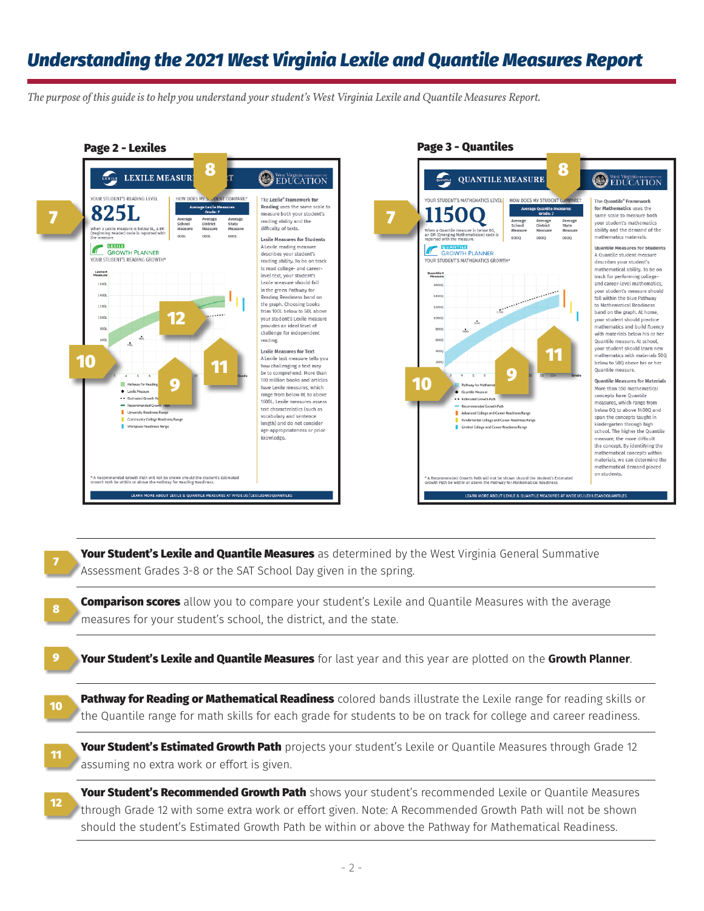# *Understanding the 2021 West Virginia Lexile and Quantile Measures Report*

*The purpose of this guide is to help you understand your student's West Virginia Lexile and Quantile Measures Report.*

**Page 2 - Lexiles**

**Page 3 - Quantiles**

**7** **Your Student's Lexile and Quantile Measures** as determined by the West Virginia General Summative Assessment Grades 3-8 or the SAT School Day given in the spring.

**8** **Comparison scores** allow you to compare your student's Lexile and Quantile Measures with the average measures for your student's school, the district, and the state.

**9** **Your Student's Lexile and Quantile Measures** for last year and this year are plotted on the **Growth Planner**.

**10** **Pathway for Reading or Mathematical Readiness** colored bands illustrate the Lexile range for reading skills or the Quantile range for math skills for each grade for students to be on track for college and career readiness.

**11** **Your Student's Estimated Growth Path** projects your student's Lexile or Quantile Measures through Grade 12 assuming no extra work or effort is given.

**12** **Your Student's Recommended Growth Path** shows your student's recommended Lexile or Quantile Measures through Grade 12 with some extra work or effort given. Note: A Recommended Growth Path will not be shown should the student's Estimated Growth Path be within or above the Pathway for Mathematical Readiness.